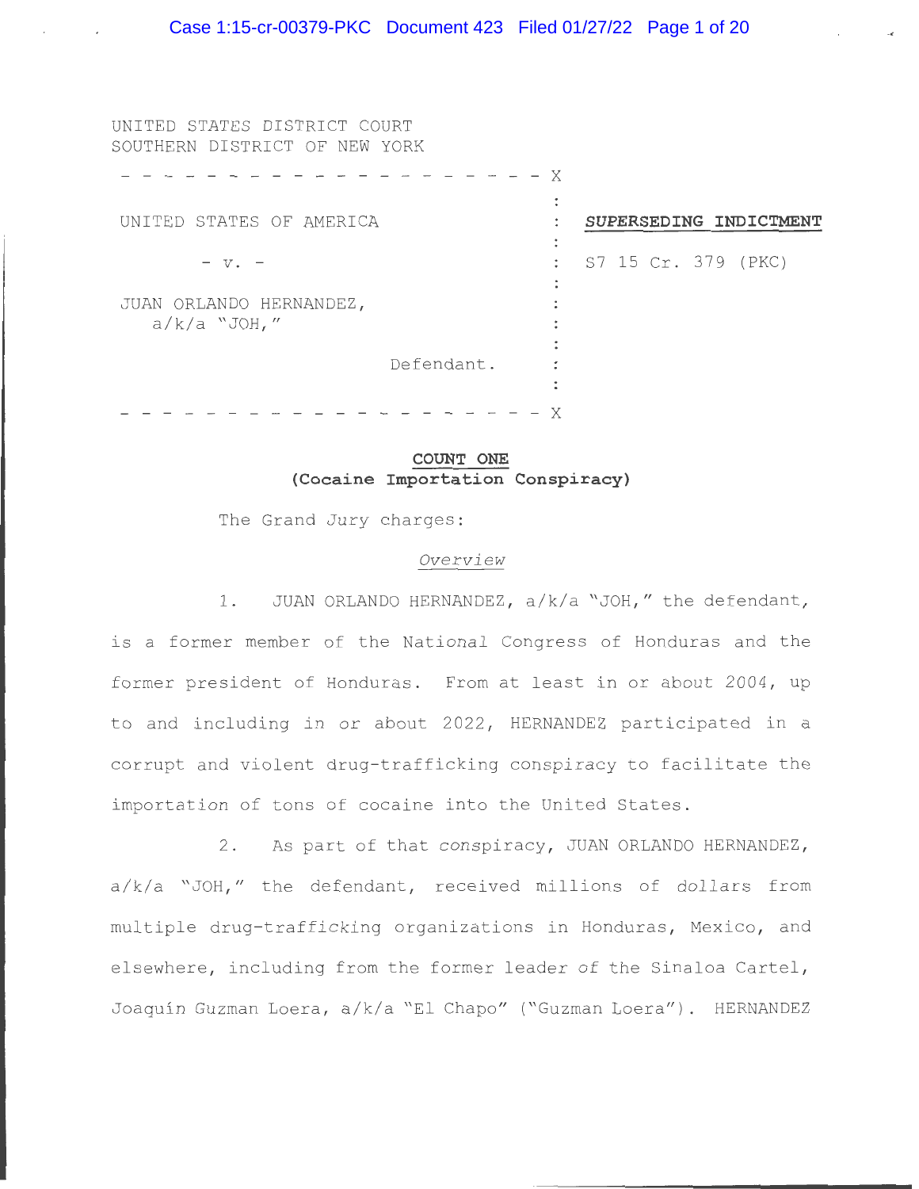UNITED STATES DISTRICT COURT
SOUTHERN DISTRICT OF NEW YORK

| | |
|---|---|
| UNITED STATES OF AMERICA | ***SUPERSEDING INDICTMENT*** |
| - v. - | S7 15 Cr. 379 (PKC) |
| JUAN ORLANDO HERNANDEZ, a/k/a "JOH," | |
| Defendant. | |

## COUNT ONE
## (Cocaine Importation Conspiracy)

The Grand Jury charges:

*Overview*

1. JUAN ORLANDO HERNANDEZ, a/k/a "JOH," the defendant, is a former member of the National Congress of Honduras and the former president of Honduras. From at least in or about 2004, up to and including in or about 2022, HERNANDEZ participated in a corrupt and violent drug-trafficking conspiracy to facilitate the importation of tons of cocaine into the United States.

2. As part of that conspiracy, JUAN ORLANDO HERNANDEZ, a/k/a "JOH," the defendant, received millions of dollars from multiple drug-trafficking organizations in Honduras, Mexico, and elsewhere, including from the former leader of the Sinaloa Cartel, Joaquín Guzman Loera, a/k/a "El Chapo" ("Guzman Loera"). HERNANDEZ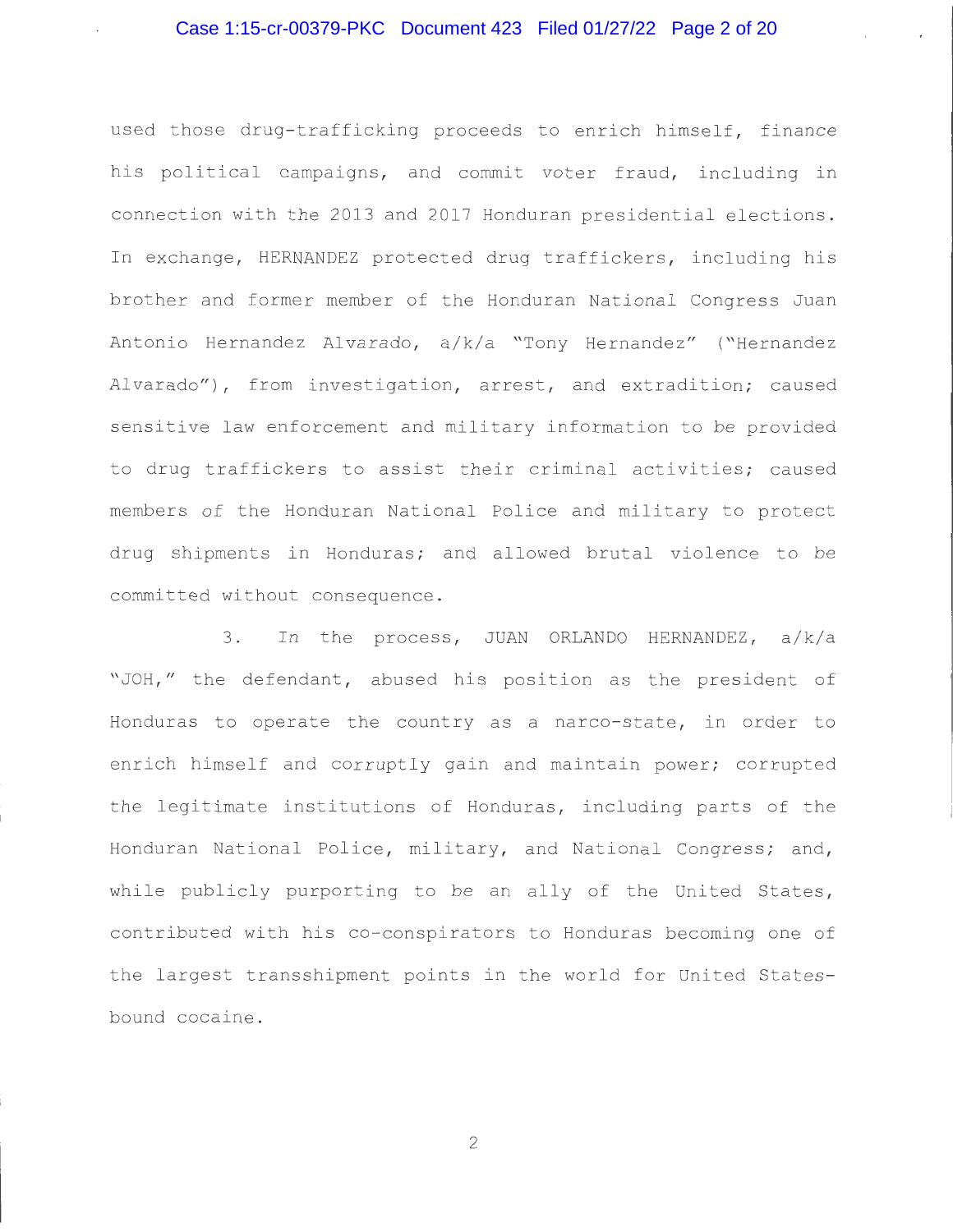used those drug-trafficking proceeds to enrich himself, finance his political campaigns, and commit voter fraud, including in connection with the 2013 and 2017 Honduran presidential elections. In exchange, HERNANDEZ protected drug traffickers, including his brother and former member of the Honduran National Congress Juan Antonio Hernandez Alvarado, a/k/a "Tony Hernandez" ("Hernandez Alvarado"), from investigation, arrest, and extradition; caused sensitive law enforcement and military information to be provided to drug traffickers to assist their criminal activities; caused members of the Honduran National Police and military to protect drug shipments in Honduras; and allowed brutal violence to be committed without consequence.

3. In the process, JUAN ORLANDO HERNANDEZ, a/k/a "JOH," the defendant, abused his position as the president of Honduras to operate the country as a narco-state, in order to enrich himself and corruptly gain and maintain power; corrupted the legitimate institutions of Honduras, including parts of the Honduran National Police, military, and National Congress; and, while publicly purporting to be an ally of the United States, contributed with his co-conspirators to Honduras becoming one of the largest transshipment points in the world for United States-bound cocaine.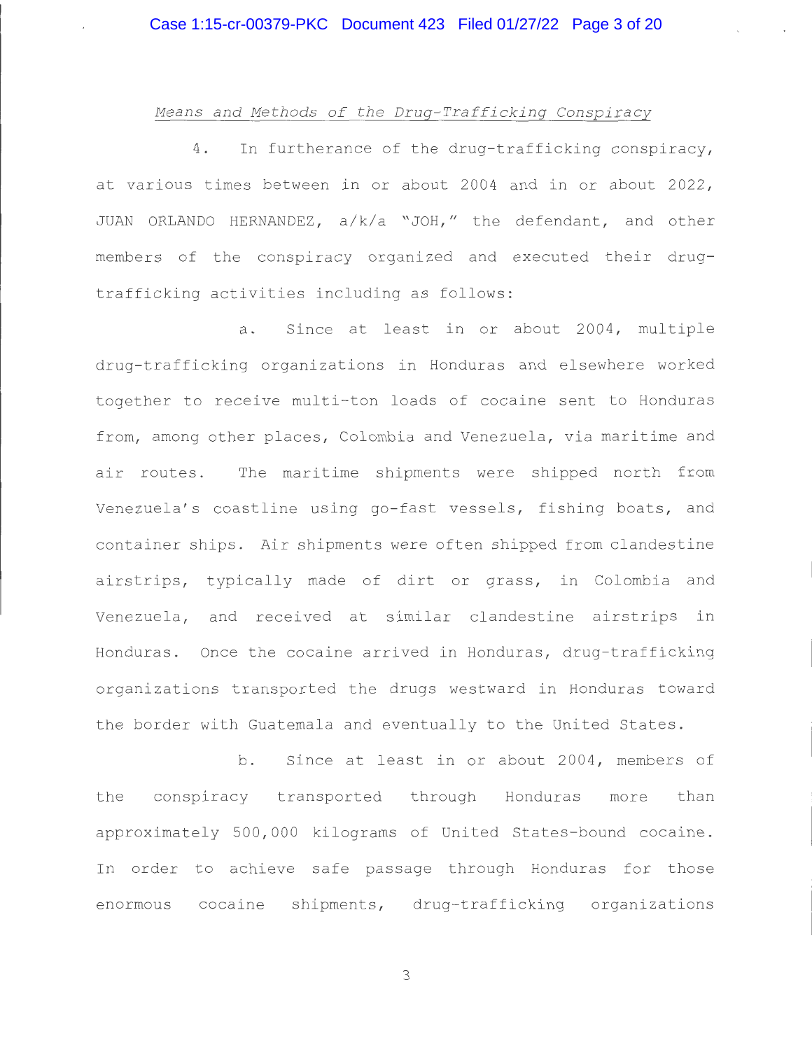*Means and Methods of the Drug-Trafficking Conspiracy*

4. In furtherance of the drug-trafficking conspiracy, at various times between in or about 2004 and in or about 2022, JUAN ORLANDO HERNANDEZ, a/k/a "JOH," the defendant, and other members of the conspiracy organized and executed their drug-trafficking activities including as follows:

a. Since at least in or about 2004, multiple drug-trafficking organizations in Honduras and elsewhere worked together to receive multi-ton loads of cocaine sent to Honduras from, among other places, Colombia and Venezuela, via maritime and air routes. The maritime shipments were shipped north from Venezuela's coastline using go-fast vessels, fishing boats, and container ships. Air shipments were often shipped from clandestine airstrips, typically made of dirt or grass, in Colombia and Venezuela, and received at similar clandestine airstrips in Honduras. Once the cocaine arrived in Honduras, drug-trafficking organizations transported the drugs westward in Honduras toward the border with Guatemala and eventually to the United States.

b. Since at least in or about 2004, members of the conspiracy transported through Honduras more than approximately 500,000 kilograms of United States-bound cocaine. In order to achieve safe passage through Honduras for those enormous cocaine shipments, drug-trafficking organizations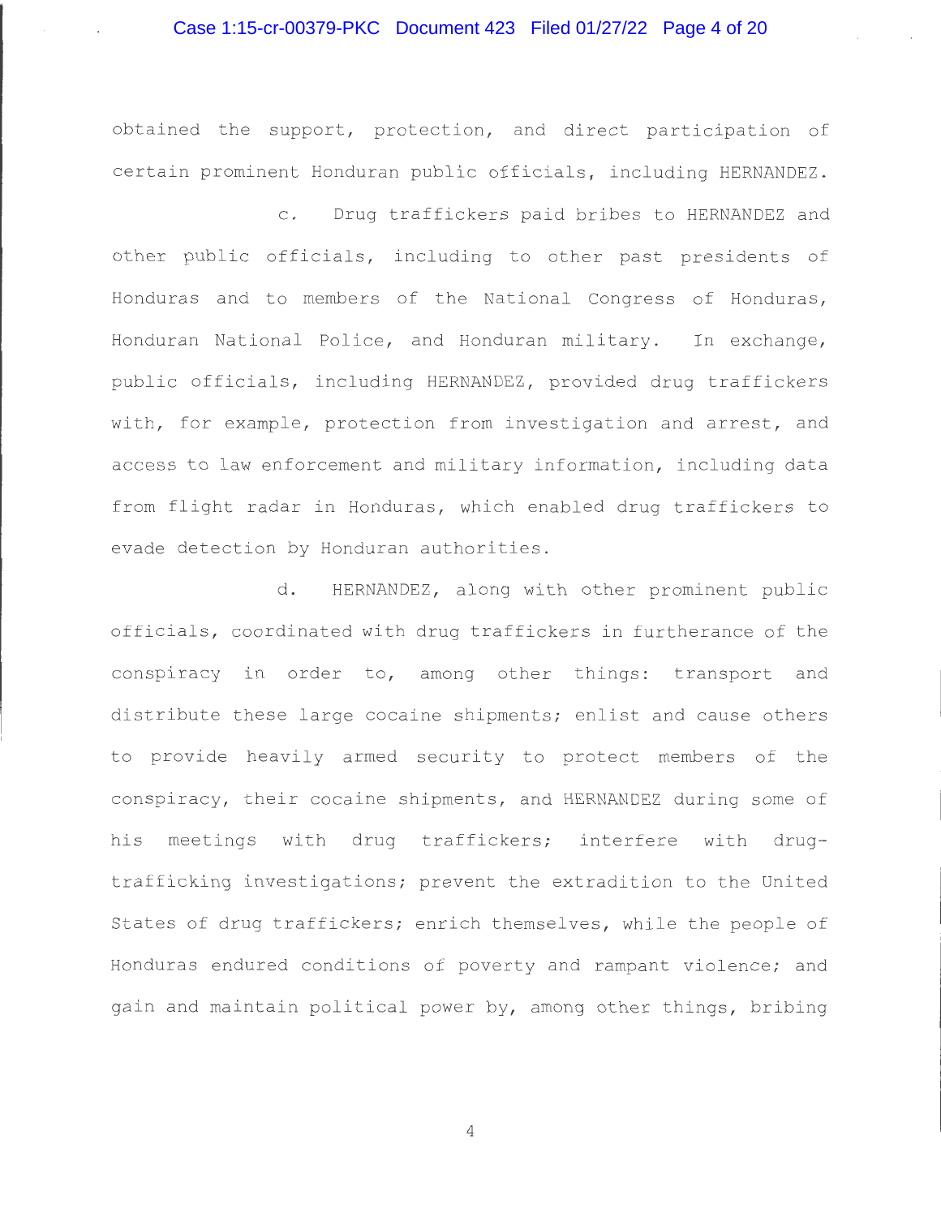obtained the support, protection, and direct participation of certain prominent Honduran public officials, including HERNANDEZ.

c. Drug traffickers paid bribes to HERNANDEZ and other public officials, including to other past presidents of Honduras and to members of the National Congress of Honduras, Honduran National Police, and Honduran military. In exchange, public officials, including HERNANDEZ, provided drug traffickers with, for example, protection from investigation and arrest, and access to law enforcement and military information, including data from flight radar in Honduras, which enabled drug traffickers to evade detection by Honduran authorities.

d. HERNANDEZ, along with other prominent public officials, coordinated with drug traffickers in furtherance of the conspiracy in order to, among other things: transport and distribute these large cocaine shipments; enlist and cause others to provide heavily armed security to protect members of the conspiracy, their cocaine shipments, and HERNANDEZ during some of his meetings with drug traffickers; interfere with drug-trafficking investigations; prevent the extradition to the United States of drug traffickers; enrich themselves, while the people of Honduras endured conditions of poverty and rampant violence; and gain and maintain political power by, among other things, bribing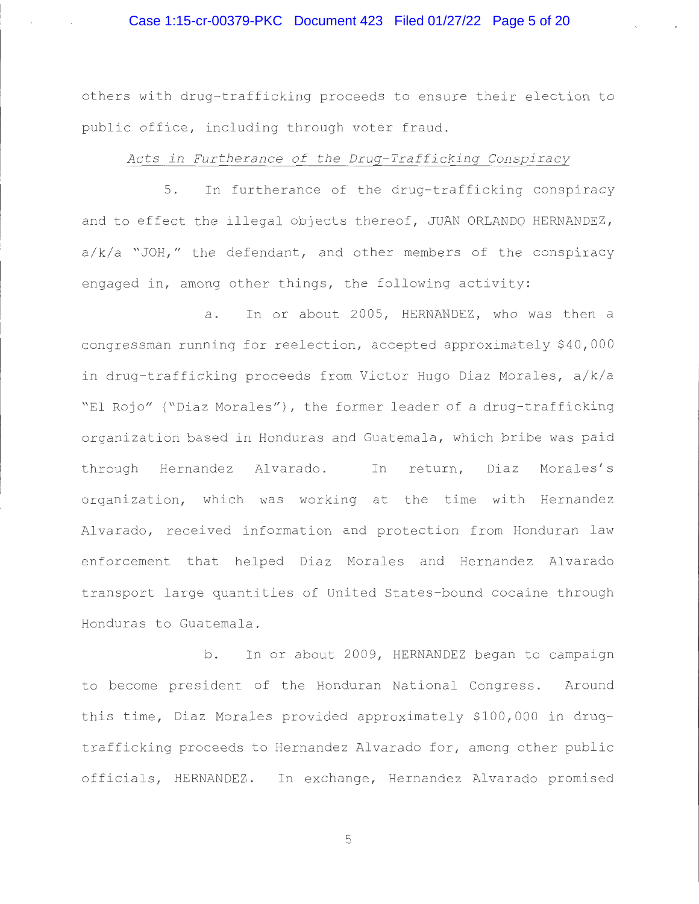others with drug-trafficking proceeds to ensure their election to public office, including through voter fraud.

*Acts in Furtherance of the Drug-Trafficking Conspiracy*

5. In furtherance of the drug-trafficking conspiracy and to effect the illegal objects thereof, JUAN ORLANDO HERNANDEZ, a/k/a "JOH," the defendant, and other members of the conspiracy engaged in, among other things, the following activity:

a. In or about 2005, HERNANDEZ, who was then a congressman running for reelection, accepted approximately $40,000 in drug-trafficking proceeds from Victor Hugo Diaz Morales, a/k/a "El Rojo" ("Diaz Morales"), the former leader of a drug-trafficking organization based in Honduras and Guatemala, which bribe was paid through Hernandez Alvarado. In return, Diaz Morales's organization, which was working at the time with Hernandez Alvarado, received information and protection from Honduran law enforcement that helped Diaz Morales and Hernandez Alvarado transport large quantities of United States-bound cocaine through Honduras to Guatemala.

b. In or about 2009, HERNANDEZ began to campaign to become president of the Honduran National Congress. Around this time, Diaz Morales provided approximately $100,000 in drug-trafficking proceeds to Hernandez Alvarado for, among other public officials, HERNANDEZ. In exchange, Hernandez Alvarado promised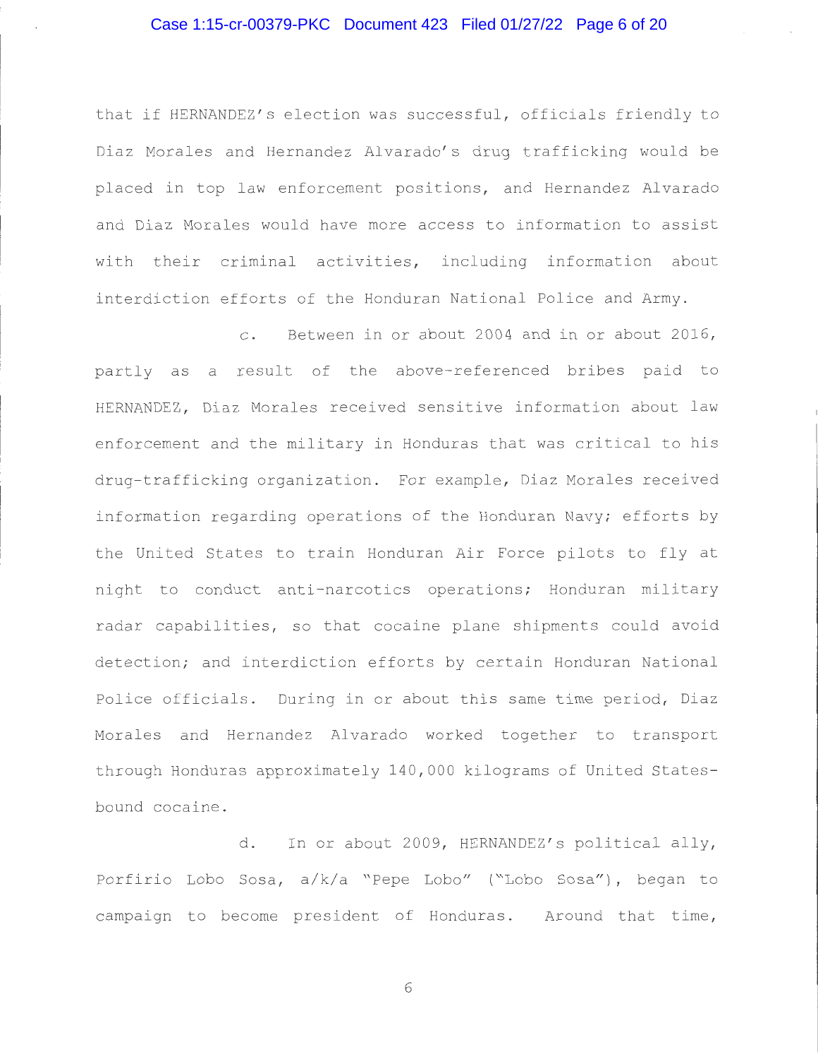that if HERNANDEZ's election was successful, officials friendly to Diaz Morales and Hernandez Alvarado's drug trafficking would be placed in top law enforcement positions, and Hernandez Alvarado and Diaz Morales would have more access to information to assist with their criminal activities, including information about interdiction efforts of the Honduran National Police and Army.

c. Between in or about 2004 and in or about 2016, partly as a result of the above-referenced bribes paid to HERNANDEZ, Diaz Morales received sensitive information about law enforcement and the military in Honduras that was critical to his drug-trafficking organization. For example, Diaz Morales received information regarding operations of the Honduran Navy; efforts by the United States to train Honduran Air Force pilots to fly at night to conduct anti-narcotics operations; Honduran military radar capabilities, so that cocaine plane shipments could avoid detection; and interdiction efforts by certain Honduran National Police officials. During in or about this same time period, Diaz Morales and Hernandez Alvarado worked together to transport through Honduras approximately 140,000 kilograms of United States-bound cocaine.

d. In or about 2009, HERNANDEZ's political ally, Porfirio Lobo Sosa, a/k/a "Pepe Lobo" ("Lobo Sosa"), began to campaign to become president of Honduras. Around that time,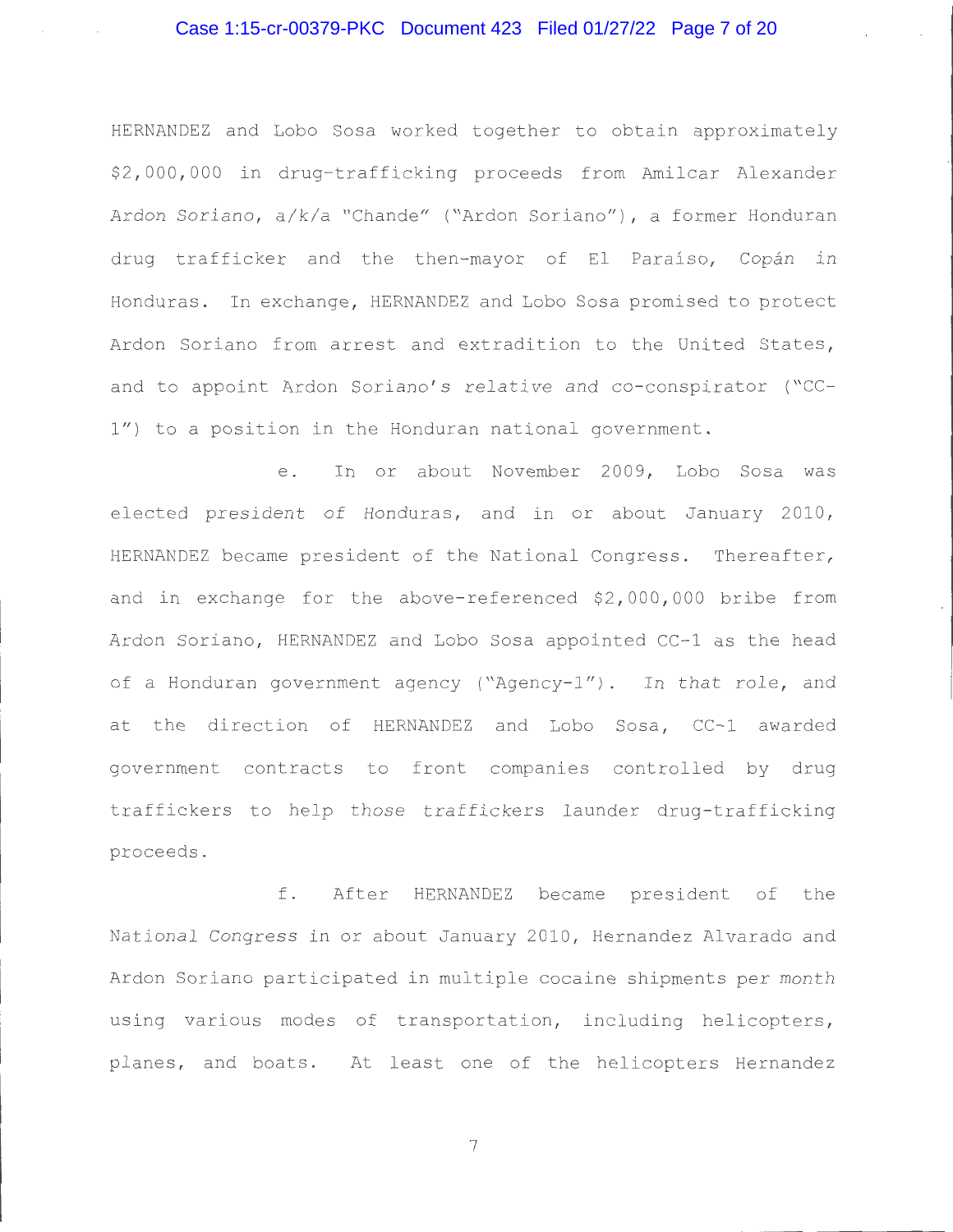HERNANDEZ and Lobo Sosa worked together to obtain approximately $2,000,000 in drug-trafficking proceeds from Amilcar Alexander Ardon Soriano, a/k/a "Chande" ("Ardon Soriano"), a former Honduran drug trafficker and the then-mayor of El Paraíso, Copán in Honduras. In exchange, HERNANDEZ and Lobo Sosa promised to protect Ardon Soriano from arrest and extradition to the United States, and to appoint Ardon Soriano's relative and co-conspirator ("CC-1") to a position in the Honduran national government.

e. In or about November 2009, Lobo Sosa was elected president of Honduras, and in or about January 2010, HERNANDEZ became president of the National Congress. Thereafter, and in exchange for the above-referenced $2,000,000 bribe from Ardon Soriano, HERNANDEZ and Lobo Sosa appointed CC-1 as the head of a Honduran government agency ("Agency-1"). In that role, and at the direction of HERNANDEZ and Lobo Sosa, CC-1 awarded government contracts to front companies controlled by drug traffickers to help those traffickers launder drug-trafficking proceeds.

f. After HERNANDEZ became president of the National Congress in or about January 2010, Hernandez Alvarado and Ardon Soriano participated in multiple cocaine shipments per month using various modes of transportation, including helicopters, planes, and boats. At least one of the helicopters Hernandez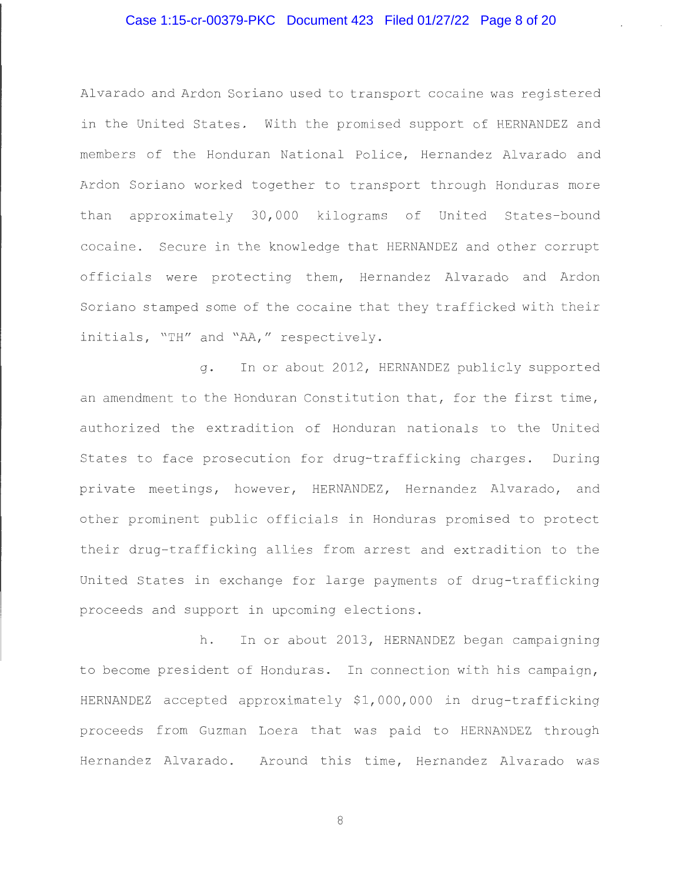Alvarado and Ardon Soriano used to transport cocaine was registered in the United States. With the promised support of HERNANDEZ and members of the Honduran National Police, Hernandez Alvarado and Ardon Soriano worked together to transport through Honduras more than approximately 30,000 kilograms of United States-bound cocaine. Secure in the knowledge that HERNANDEZ and other corrupt officials were protecting them, Hernandez Alvarado and Ardon Soriano stamped some of the cocaine that they trafficked with their initials, "TH" and "AA," respectively.

g. In or about 2012, HERNANDEZ publicly supported an amendment to the Honduran Constitution that, for the first time, authorized the extradition of Honduran nationals to the United States to face prosecution for drug-trafficking charges. During private meetings, however, HERNANDEZ, Hernandez Alvarado, and other prominent public officials in Honduras promised to protect their drug-trafficking allies from arrest and extradition to the United States in exchange for large payments of drug-trafficking proceeds and support in upcoming elections.

h. In or about 2013, HERNANDEZ began campaigning to become president of Honduras. In connection with his campaign, HERNANDEZ accepted approximately $1,000,000 in drug-trafficking proceeds from Guzman Loera that was paid to HERNANDEZ through Hernandez Alvarado. Around this time, Hernandez Alvarado was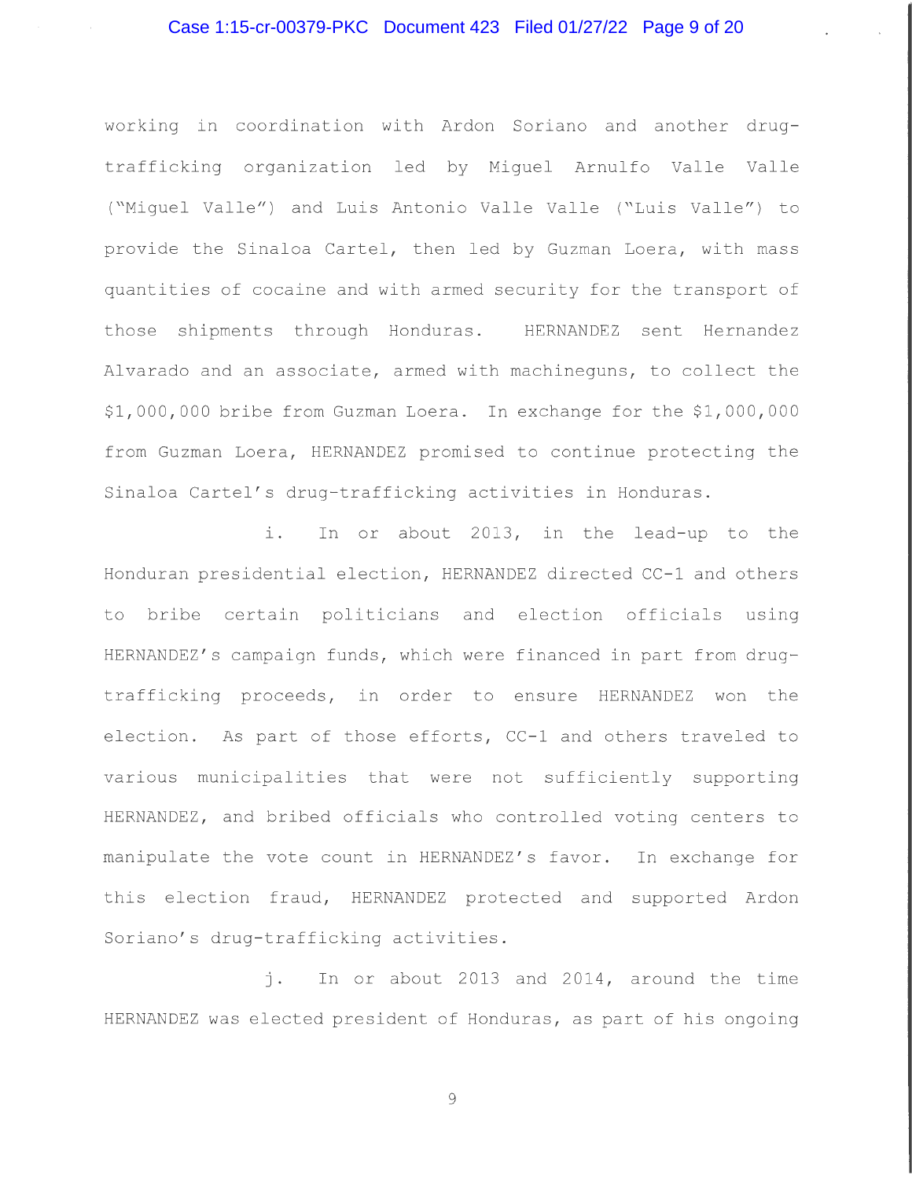working in coordination with Ardon Soriano and another drug-trafficking organization led by Miguel Arnulfo Valle Valle ("Miguel Valle") and Luis Antonio Valle Valle ("Luis Valle") to provide the Sinaloa Cartel, then led by Guzman Loera, with mass quantities of cocaine and with armed security for the transport of those shipments through Honduras. HERNANDEZ sent Hernandez Alvarado and an associate, armed with machineguns, to collect the $1,000,000 bribe from Guzman Loera. In exchange for the $1,000,000 from Guzman Loera, HERNANDEZ promised to continue protecting the Sinaloa Cartel's drug-trafficking activities in Honduras.

i. In or about 2013, in the lead-up to the Honduran presidential election, HERNANDEZ directed CC-1 and others to bribe certain politicians and election officials using HERNANDEZ's campaign funds, which were financed in part from drug-trafficking proceeds, in order to ensure HERNANDEZ won the election. As part of those efforts, CC-1 and others traveled to various municipalities that were not sufficiently supporting HERNANDEZ, and bribed officials who controlled voting centers to manipulate the vote count in HERNANDEZ's favor. In exchange for this election fraud, HERNANDEZ protected and supported Ardon Soriano's drug-trafficking activities.

j. In or about 2013 and 2014, around the time HERNANDEZ was elected president of Honduras, as part of his ongoing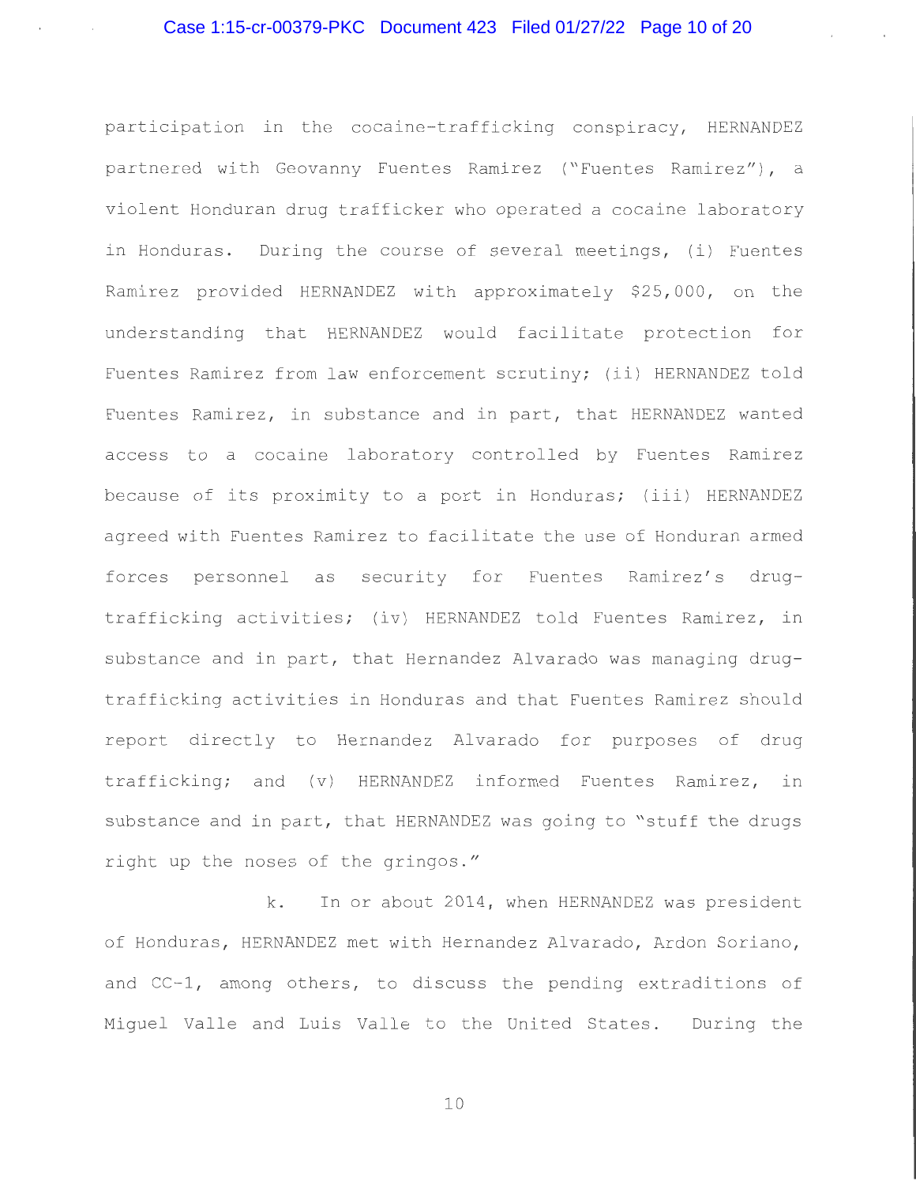participation in the cocaine-trafficking conspiracy, HERNANDEZ partnered with Geovanny Fuentes Ramirez ("Fuentes Ramirez"), a violent Honduran drug trafficker who operated a cocaine laboratory in Honduras. During the course of several meetings, (i) Fuentes Ramirez provided HERNANDEZ with approximately $25,000, on the understanding that HERNANDEZ would facilitate protection for Fuentes Ramirez from law enforcement scrutiny; (ii) HERNANDEZ told Fuentes Ramirez, in substance and in part, that HERNANDEZ wanted access to a cocaine laboratory controlled by Fuentes Ramirez because of its proximity to a port in Honduras; (iii) HERNANDEZ agreed with Fuentes Ramirez to facilitate the use of Honduran armed forces personnel as security for Fuentes Ramirez's drug-trafficking activities; (iv) HERNANDEZ told Fuentes Ramirez, in substance and in part, that Hernandez Alvarado was managing drug-trafficking activities in Honduras and that Fuentes Ramirez should report directly to Hernandez Alvarado for purposes of drug trafficking; and (v) HERNANDEZ informed Fuentes Ramirez, in substance and in part, that HERNANDEZ was going to "stuff the drugs right up the noses of the gringos."

k. In or about 2014, when HERNANDEZ was president of Honduras, HERNANDEZ met with Hernandez Alvarado, Ardon Soriano, and CC-1, among others, to discuss the pending extraditions of Miguel Valle and Luis Valle to the United States. During the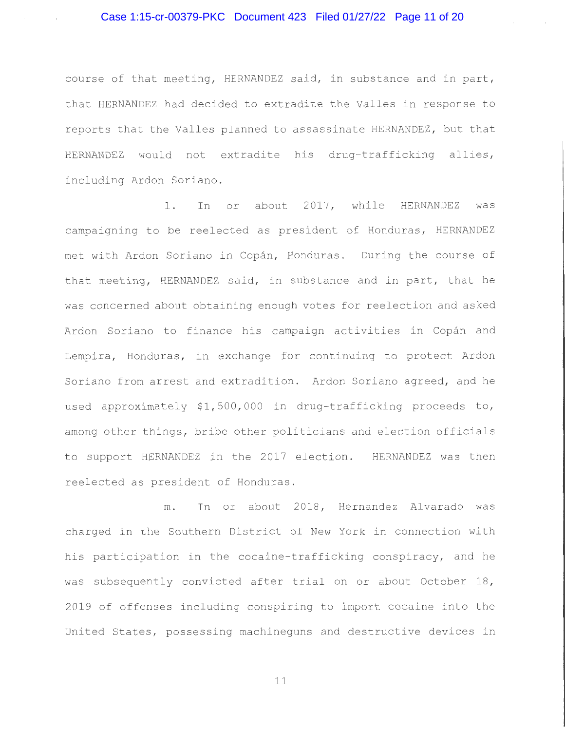course of that meeting, HERNANDEZ said, in substance and in part, that HERNANDEZ had decided to extradite the Valles in response to reports that the Valles planned to assassinate HERNANDEZ, but that HERNANDEZ would not extradite his drug-trafficking allies, including Ardon Soriano.

l. In or about 2017, while HERNANDEZ was campaigning to be reelected as president of Honduras, HERNANDEZ met with Ardon Soriano in Copán, Honduras. During the course of that meeting, HERNANDEZ said, in substance and in part, that he was concerned about obtaining enough votes for reelection and asked Ardon Soriano to finance his campaign activities in Copán and Lempira, Honduras, in exchange for continuing to protect Ardon Soriano from arrest and extradition. Ardon Soriano agreed, and he used approximately $1,500,000 in drug-trafficking proceeds to, among other things, bribe other politicians and election officials to support HERNANDEZ in the 2017 election. HERNANDEZ was then reelected as president of Honduras.

m. In or about 2018, Hernandez Alvarado was charged in the Southern District of New York in connection with his participation in the cocaine-trafficking conspiracy, and he was subsequently convicted after trial on or about October 18, 2019 of offenses including conspiring to import cocaine into the United States, possessing machineguns and destructive devices in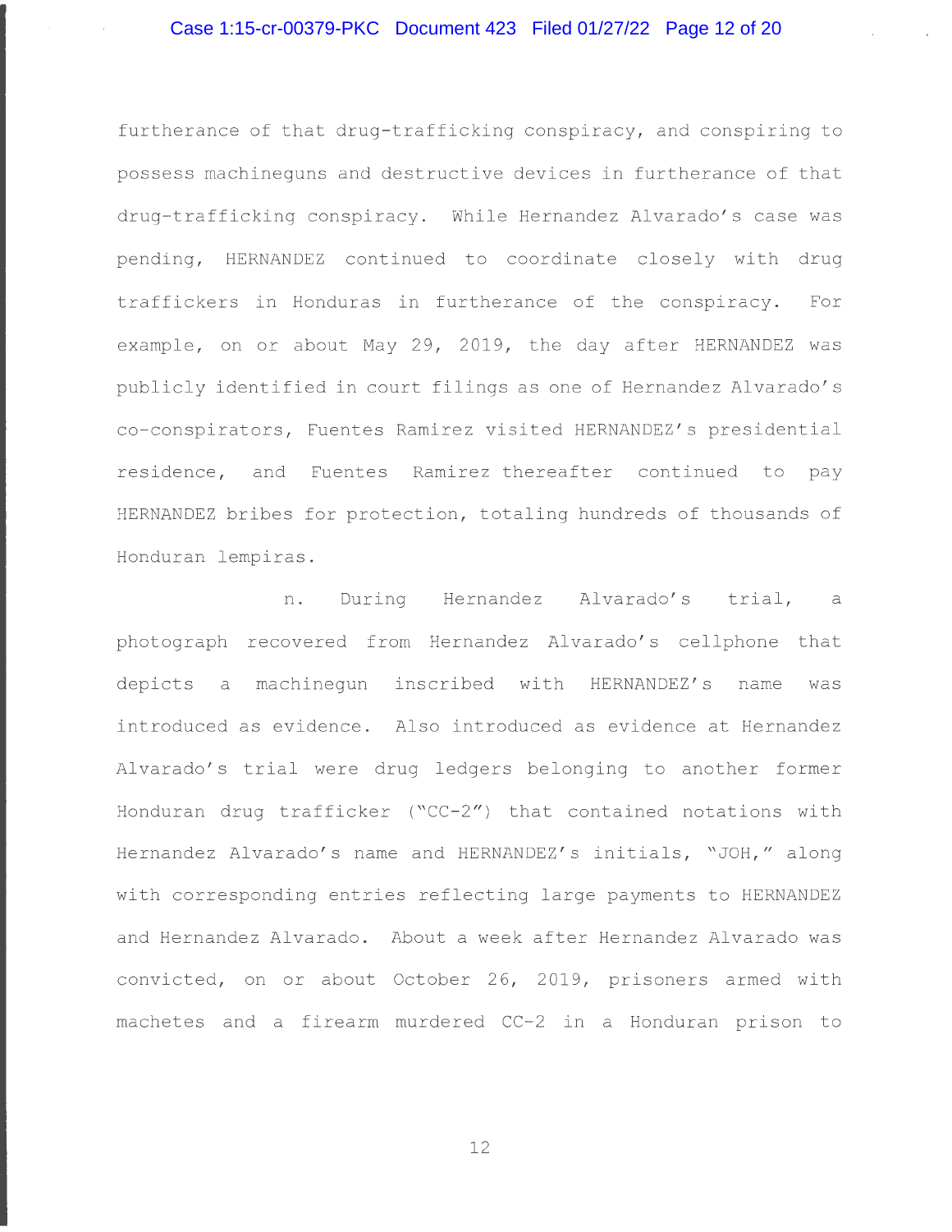furtherance of that drug-trafficking conspiracy, and conspiring to possess machineguns and destructive devices in furtherance of that drug-trafficking conspiracy. While Hernandez Alvarado's case was pending, HERNANDEZ continued to coordinate closely with drug traffickers in Honduras in furtherance of the conspiracy. For example, on or about May 29, 2019, the day after HERNANDEZ was publicly identified in court filings as one of Hernandez Alvarado's co-conspirators, Fuentes Ramirez visited HERNANDEZ's presidential residence, and Fuentes Ramirez thereafter continued to pay HERNANDEZ bribes for protection, totaling hundreds of thousands of Honduran lempiras.

n. During Hernandez Alvarado's trial, a photograph recovered from Hernandez Alvarado's cellphone that depicts a machinegun inscribed with HERNANDEZ's name was introduced as evidence. Also introduced as evidence at Hernandez Alvarado's trial were drug ledgers belonging to another former Honduran drug trafficker ("CC-2") that contained notations with Hernandez Alvarado's name and HERNANDEZ's initials, "JOH," along with corresponding entries reflecting large payments to HERNANDEZ and Hernandez Alvarado. About a week after Hernandez Alvarado was convicted, on or about October 26, 2019, prisoners armed with machetes and a firearm murdered CC-2 in a Honduran prison to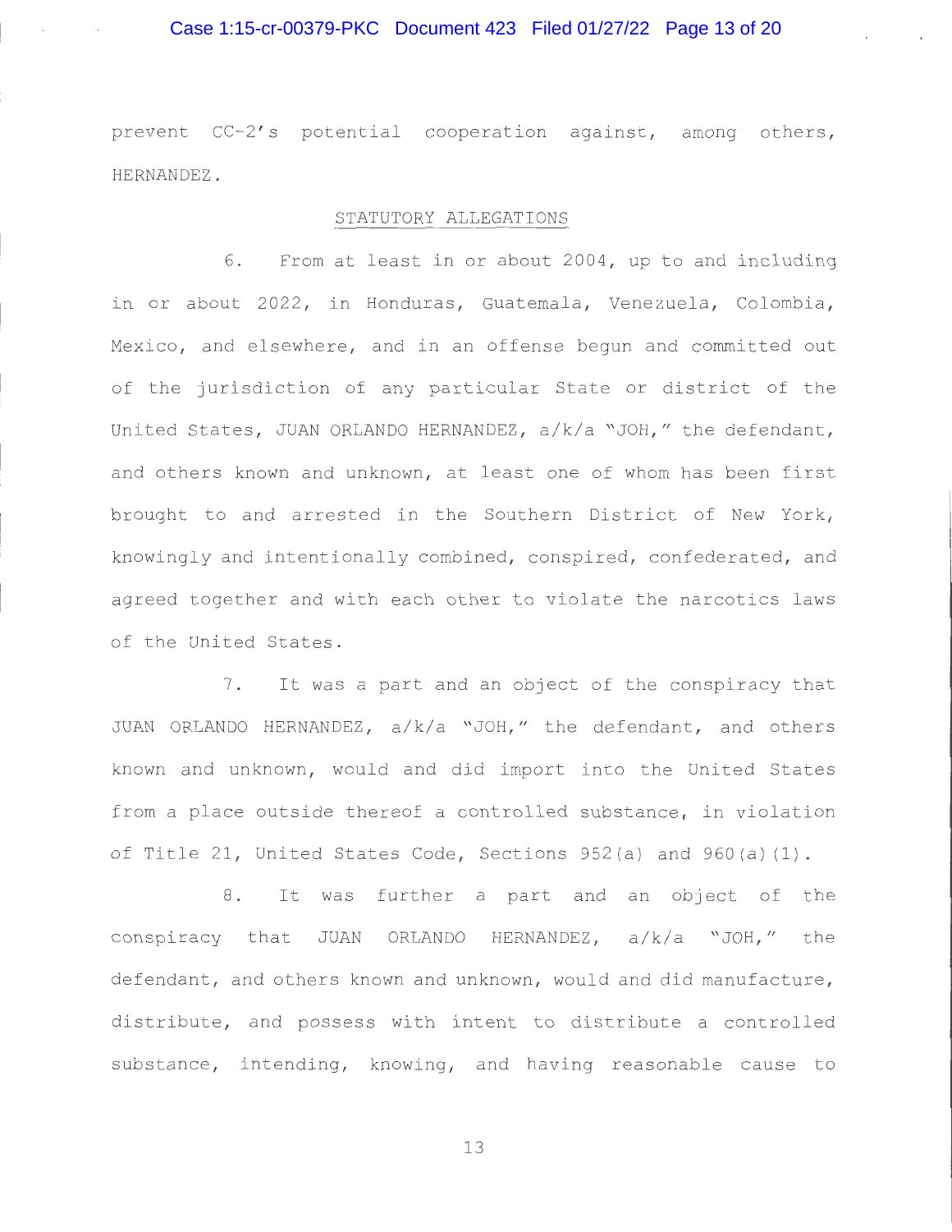prevent CC-2's potential cooperation against, among others, HERNANDEZ.

## STATUTORY ALLEGATIONS

6. From at least in or about 2004, up to and including in or about 2022, in Honduras, Guatemala, Venezuela, Colombia, Mexico, and elsewhere, and in an offense begun and committed out of the jurisdiction of any particular State or district of the United States, JUAN ORLANDO HERNANDEZ, a/k/a "JOH," the defendant, and others known and unknown, at least one of whom has been first brought to and arrested in the Southern District of New York, knowingly and intentionally combined, conspired, confederated, and agreed together and with each other to violate the narcotics laws of the United States.

7. It was a part and an object of the conspiracy that JUAN ORLANDO HERNANDEZ, a/k/a "JOH," the defendant, and others known and unknown, would and did import into the United States from a place outside thereof a controlled substance, in violation of Title 21, United States Code, Sections 952(a) and 960(a)(1).

8. It was further a part and an object of the conspiracy that JUAN ORLANDO HERNANDEZ, a/k/a "JOH," the defendant, and others known and unknown, would and did manufacture, distribute, and possess with intent to distribute a controlled substance, intending, knowing, and having reasonable cause to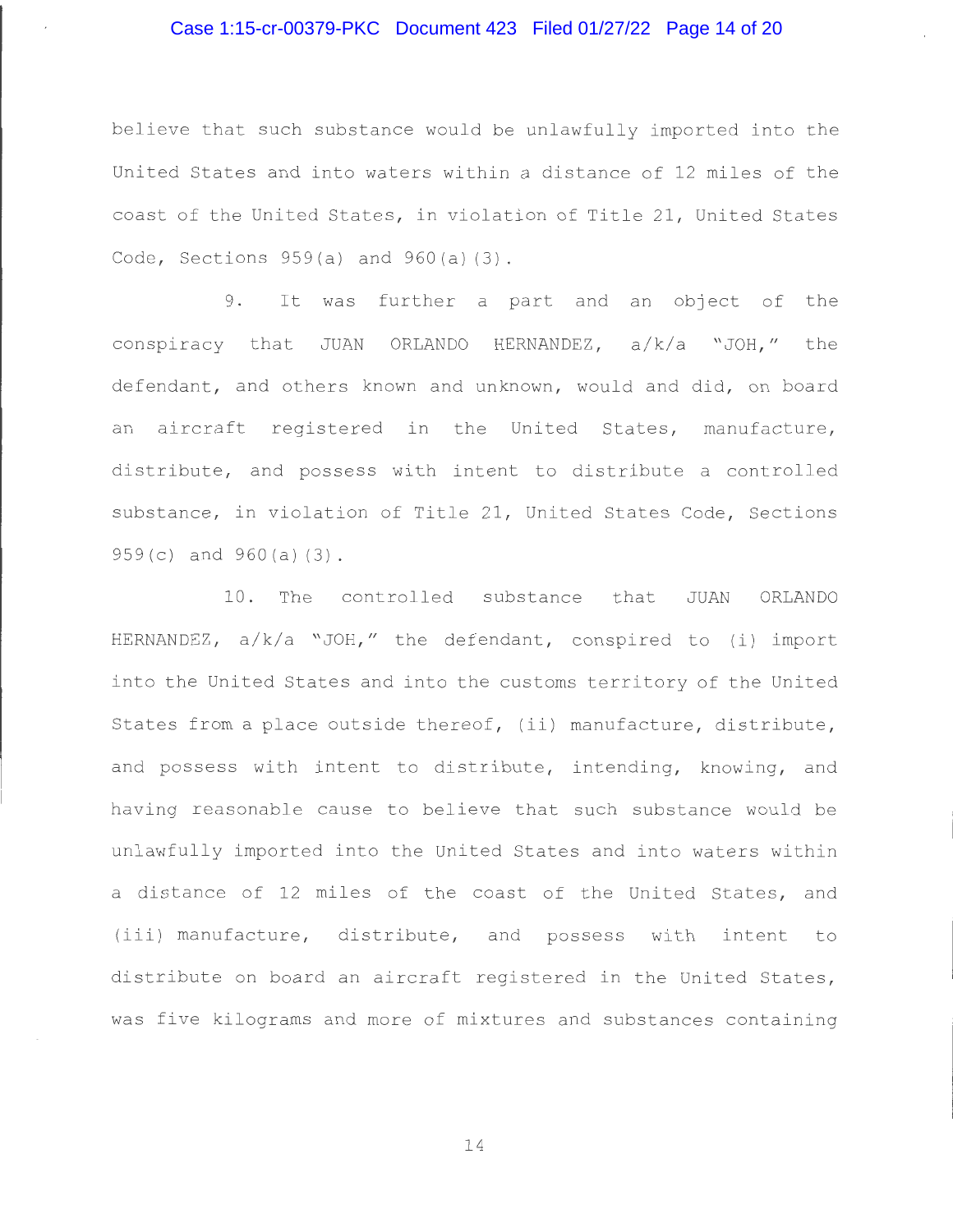believe that such substance would be unlawfully imported into the United States and into waters within a distance of 12 miles of the coast of the United States, in violation of Title 21, United States Code, Sections 959(a) and 960(a)(3).

9. It was further a part and an object of the conspiracy that JUAN ORLANDO HERNANDEZ, a/k/a "JOH," the defendant, and others known and unknown, would and did, on board an aircraft registered in the United States, manufacture, distribute, and possess with intent to distribute a controlled substance, in violation of Title 21, United States Code, Sections 959(c) and 960(a)(3).

10. The controlled substance that JUAN ORLANDO HERNANDEZ, a/k/a "JOH," the defendant, conspired to (i) import into the United States and into the customs territory of the United States from a place outside thereof, (ii) manufacture, distribute, and possess with intent to distribute, intending, knowing, and having reasonable cause to believe that such substance would be unlawfully imported into the United States and into waters within a distance of 12 miles of the coast of the United States, and (iii) manufacture, distribute, and possess with intent to distribute on board an aircraft registered in the United States, was five kilograms and more of mixtures and substances containing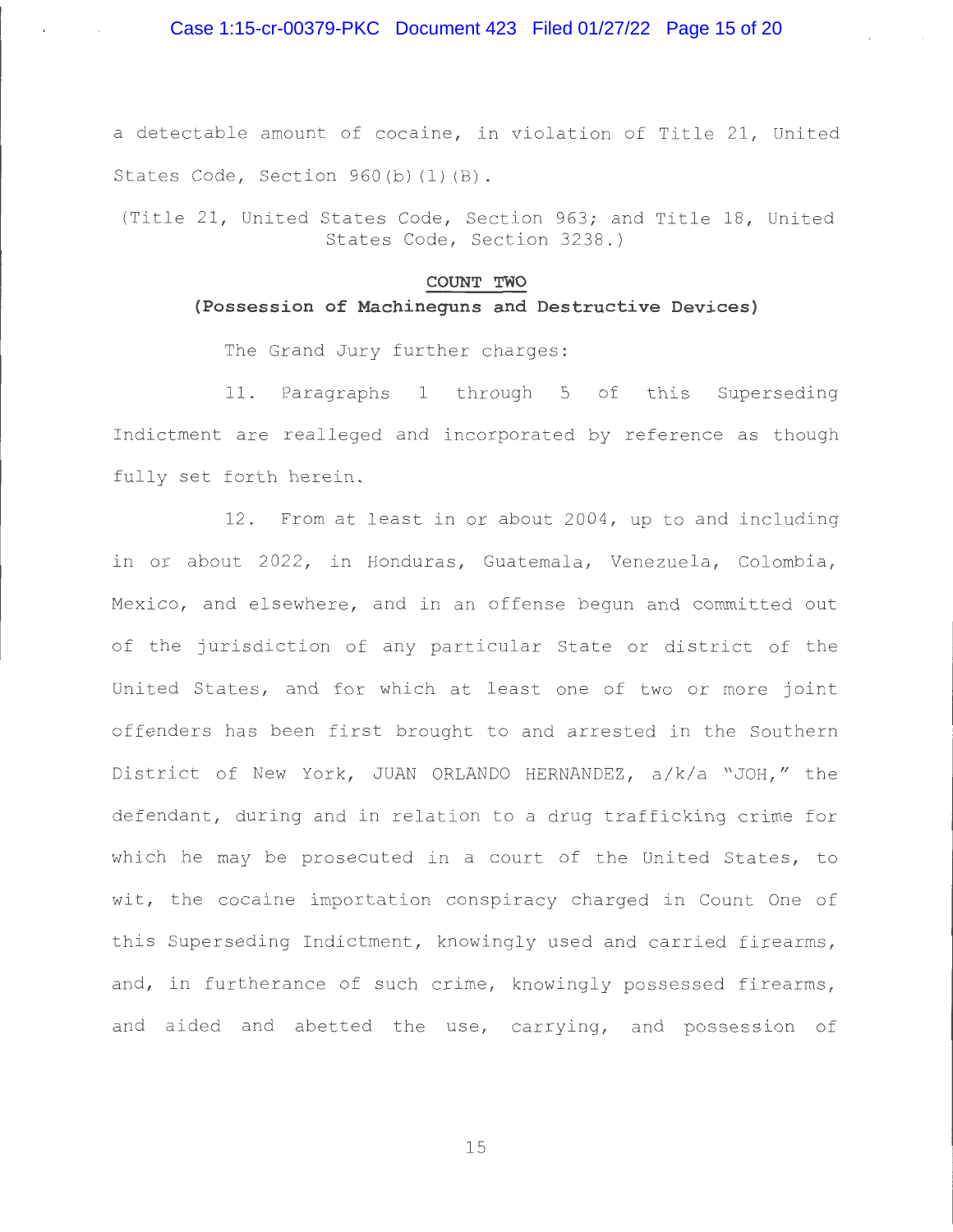a detectable amount of cocaine, in violation of Title 21, United States Code, Section 960(b)(1)(B).

(Title 21, United States Code, Section 963; and Title 18, United States Code, Section 3238.)

**COUNT TWO**

**(Possession of Machineguns and Destructive Devices)**

The Grand Jury further charges:

11. Paragraphs 1 through 5 of this Superseding Indictment are realleged and incorporated by reference as though fully set forth herein.

12. From at least in or about 2004, up to and including in or about 2022, in Honduras, Guatemala, Venezuela, Colombia, Mexico, and elsewhere, and in an offense begun and committed out of the jurisdiction of any particular State or district of the United States, and for which at least one of two or more joint offenders has been first brought to and arrested in the Southern District of New York, JUAN ORLANDO HERNANDEZ, a/k/a "JOH," the defendant, during and in relation to a drug trafficking crime for which he may be prosecuted in a court of the United States, to wit, the cocaine importation conspiracy charged in Count One of this Superseding Indictment, knowingly used and carried firearms, and, in furtherance of such crime, knowingly possessed firearms, and aided and abetted the use, carrying, and possession of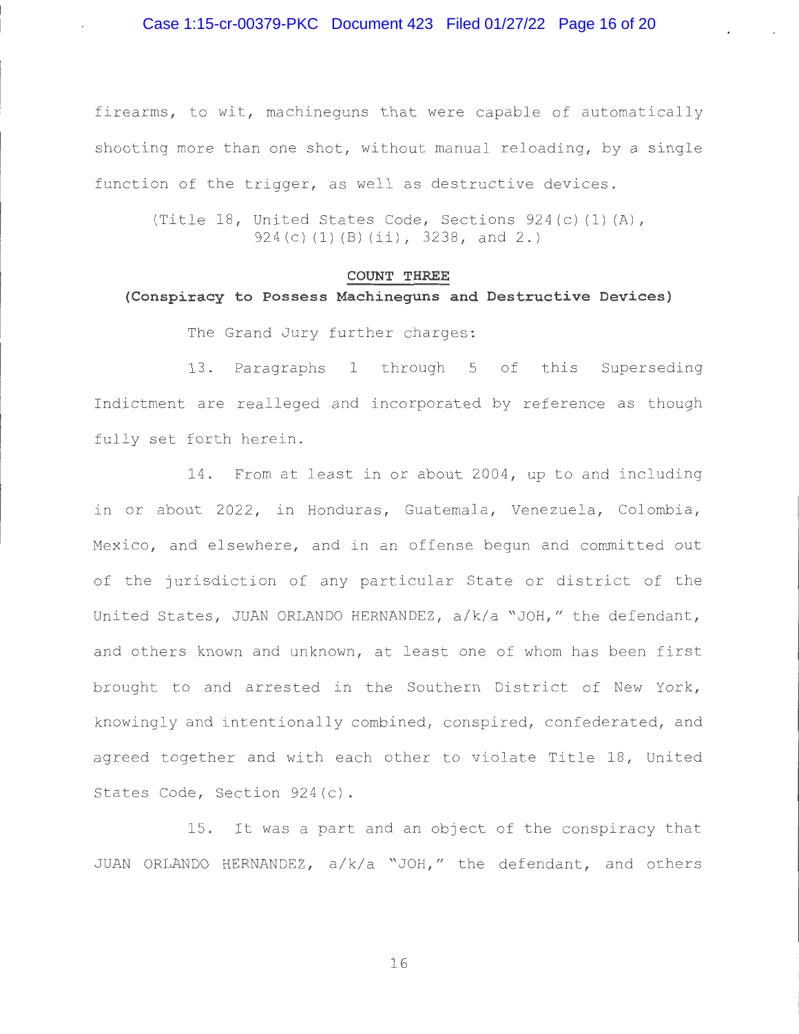firearms, to wit, machineguns that were capable of automatically shooting more than one shot, without manual reloading, by a single function of the trigger, as well as destructive devices.

(Title 18, United States Code, Sections 924(c)(1)(A), 924(c)(1)(B)(ii), 3238, and 2.)

**COUNT THREE**

**(Conspiracy to Possess Machineguns and Destructive Devices)**

The Grand Jury further charges:

13. Paragraphs 1 through 5 of this Superseding Indictment are realleged and incorporated by reference as though fully set forth herein.

14. From at least in or about 2004, up to and including in or about 2022, in Honduras, Guatemala, Venezuela, Colombia, Mexico, and elsewhere, and in an offense begun and committed out of the jurisdiction of any particular State or district of the United States, JUAN ORLANDO HERNANDEZ, a/k/a "JOH," the defendant, and others known and unknown, at least one of whom has been first brought to and arrested in the Southern District of New York, knowingly and intentionally combined, conspired, confederated, and agreed together and with each other to violate Title 18, United States Code, Section 924(c).

15. It was a part and an object of the conspiracy that JUAN ORLANDO HERNANDEZ, a/k/a "JOH," the defendant, and others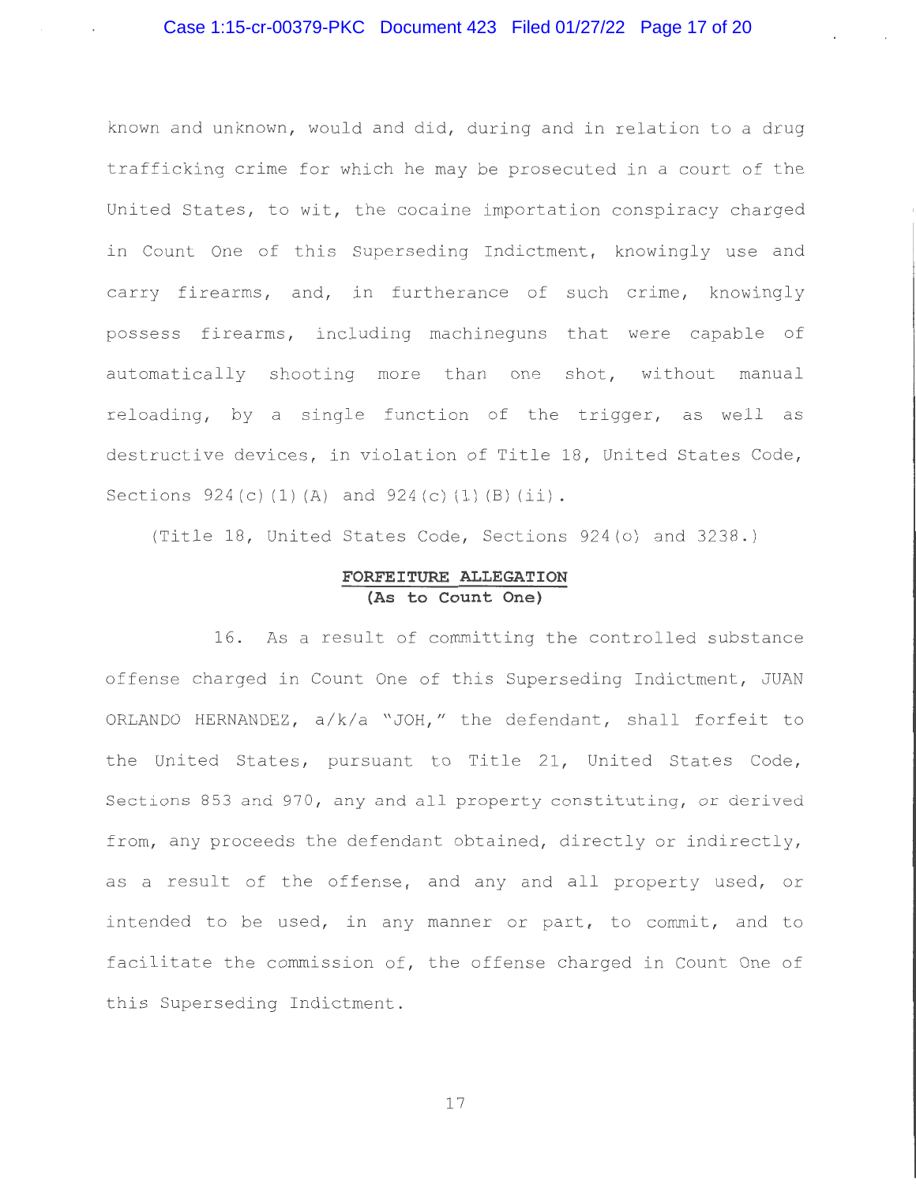known and unknown, would and did, during and in relation to a drug trafficking crime for which he may be prosecuted in a court of the United States, to wit, the cocaine importation conspiracy charged in Count One of this Superseding Indictment, knowingly use and carry firearms, and, in furtherance of such crime, knowingly possess firearms, including machineguns that were capable of automatically shooting more than one shot, without manual reloading, by a single function of the trigger, as well as destructive devices, in violation of Title 18, United States Code, Sections 924(c)(1)(A) and 924(c)(1)(B)(ii).

(Title 18, United States Code, Sections 924(o) and 3238.)

**FORFEITURE ALLEGATION**
**(As to Count One)**

16. As a result of committing the controlled substance offense charged in Count One of this Superseding Indictment, JUAN ORLANDO HERNANDEZ, a/k/a "JOH," the defendant, shall forfeit to the United States, pursuant to Title 21, United States Code, Sections 853 and 970, any and all property constituting, or derived from, any proceeds the defendant obtained, directly or indirectly, as a result of the offense, and any and all property used, or intended to be used, in any manner or part, to commit, and to facilitate the commission of, the offense charged in Count One of this Superseding Indictment.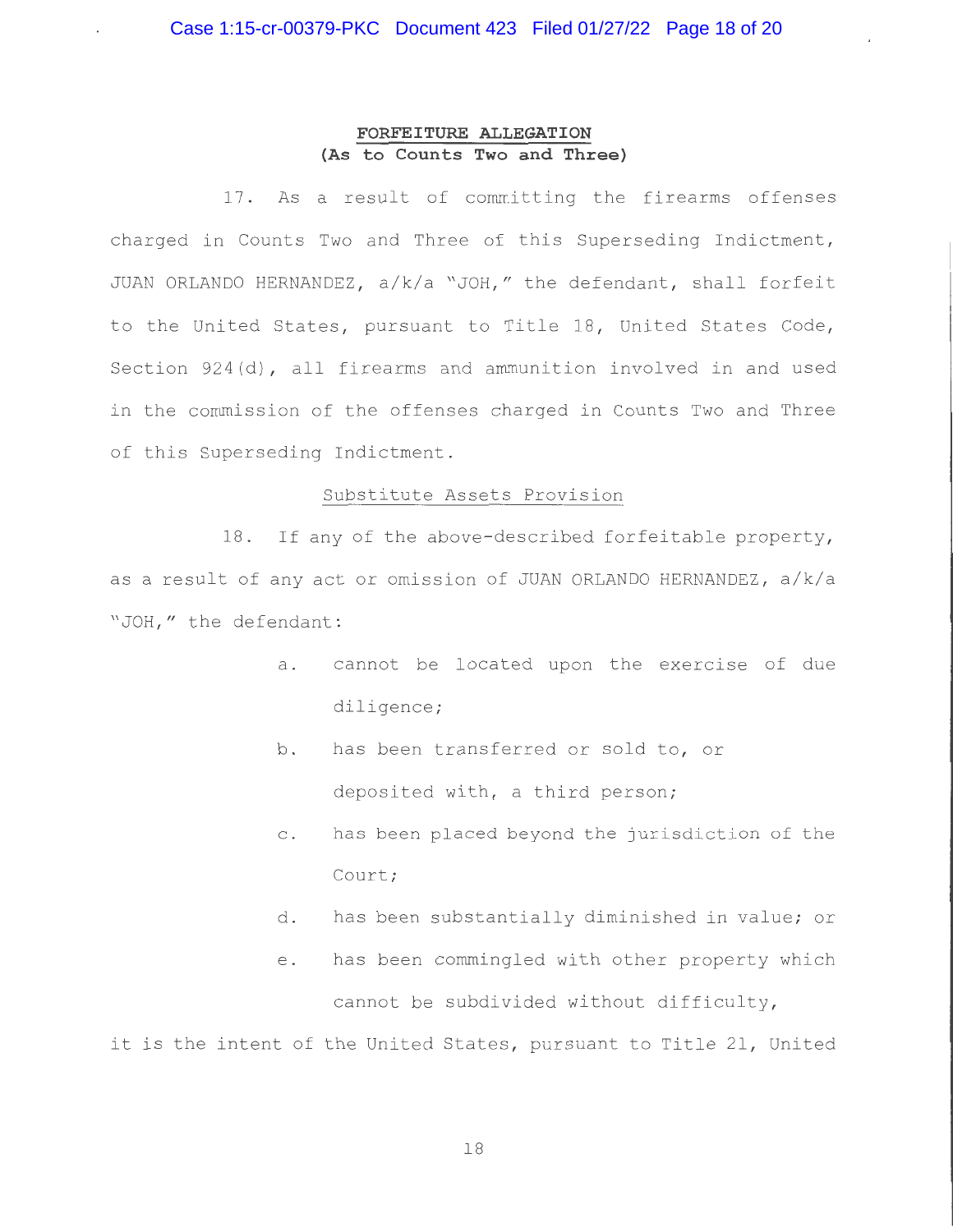**FORFEITURE ALLEGATION**
**(As to Counts Two and Three)**

17. As a result of committing the firearms offenses charged in Counts Two and Three of this Superseding Indictment, JUAN ORLANDO HERNANDEZ, a/k/a "JOH," the defendant, shall forfeit to the United States, pursuant to Title 18, United States Code, Section 924(d), all firearms and ammunition involved in and used in the commission of the offenses charged in Counts Two and Three of this Superseding Indictment.

Substitute Assets Provision

18. If any of the above-described forfeitable property, as a result of any act or omission of JUAN ORLANDO HERNANDEZ, a/k/a "JOH," the defendant:

a. cannot be located upon the exercise of due diligence;

b. has been transferred or sold to, or deposited with, a third person;

c. has been placed beyond the jurisdiction of the Court;

d. has been substantially diminished in value; or

e. has been commingled with other property which cannot be subdivided without difficulty,

it is the intent of the United States, pursuant to Title 21, United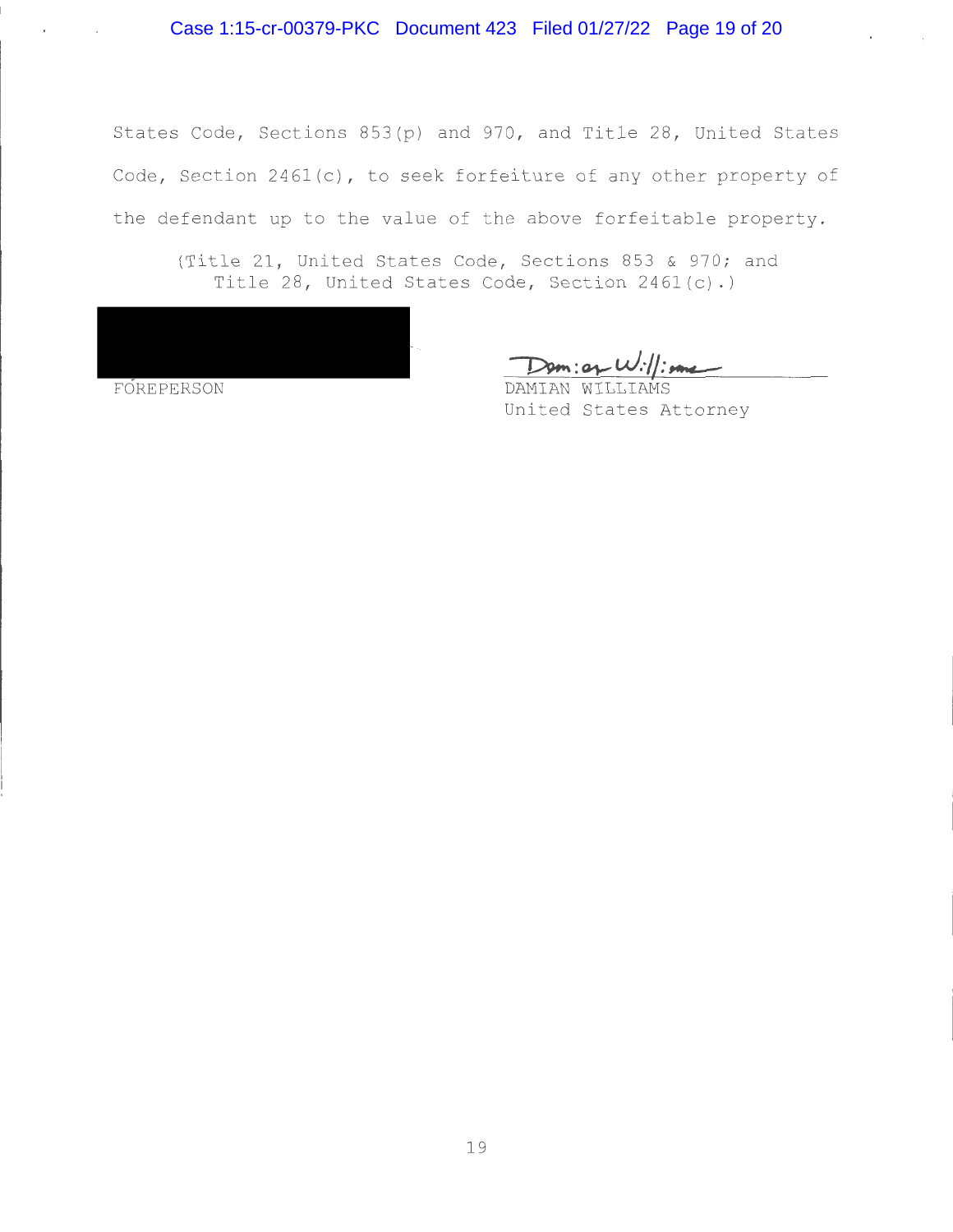States Code, Sections 853(p) and 970, and Title 28, United States Code, Section 2461(c), to seek forfeiture of any other property of the defendant up to the value of the above forfeitable property.

(Title 21, United States Code, Sections 853 & 970; and Title 28, United States Code, Section 2461(c).)

FOREPERSON

Damian Williams
DAMIAN WILLIAMS
United States Attorney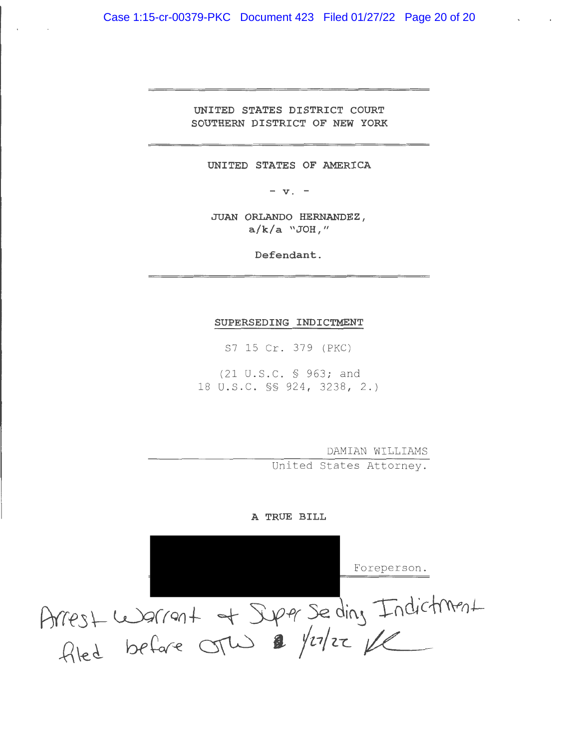UNITED STATES DISTRICT COURT
SOUTHERN DISTRICT OF NEW YORK

UNITED STATES OF AMERICA

- v. -

JUAN ORLANDO HERNANDEZ,
a/k/a "JOH,"

Defendant.

**SUPERSEDING INDICTMENT**

S7 15 Cr. 379 (PKC)

(21 U.S.C. § 963; and
18 U.S.C. §§ 924, 3238, 2.)

DAMIAN WILLIAMS
United States Attorney.

**A TRUE BILL**

Foreperson.

Arrest Warrant + Superseding Indictment
filed before OTW 1/27/22